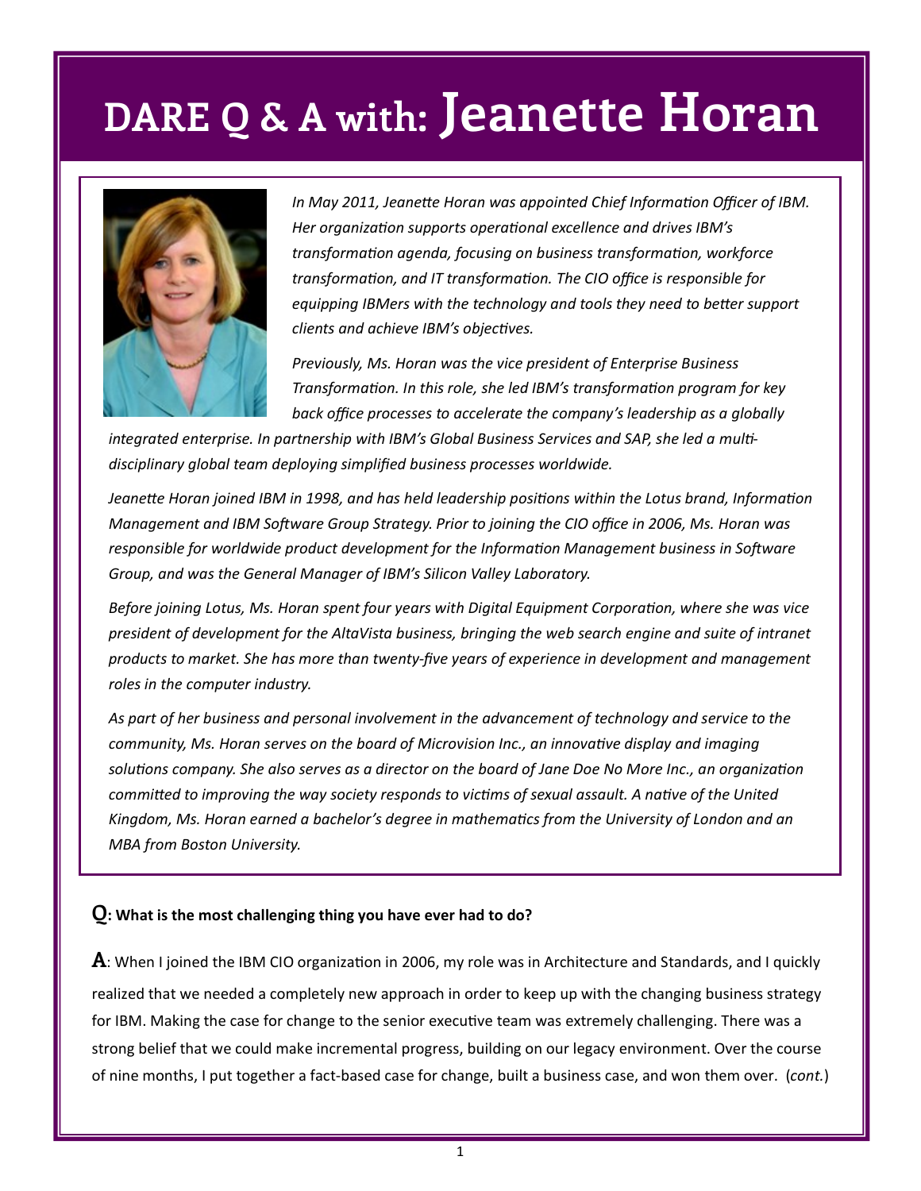# DARE Q & A with: Jeanette Horan

*In May 2011, Jeanette Horan was appointed Chief Information Officer of IBM. Her organization supports operational excellence and drives IBM's transformation agenda, focusing on business transformation, workforce transformation, and IT transformation. The CIO office is responsible for equipping IBMers with the technology and tools they need to better support clients and achieve IBM's objectives.*

*Previously, Ms. Horan was the vice president of Enterprise Business Transformation. In this role, she led IBM's transformation program for key back office processes to accelerate the company's leadership as a globally integrated enterprise. In partnership with IBM's Global Business Services and SAP, she led a multi-disciplinary global team deploying simplified business processes worldwide.*

*Jeanette Horan joined IBM in 1998, and has held leadership positions within the Lotus brand, Information Management and IBM Software Group Strategy. Prior to joining the CIO office in 2006, Ms. Horan was responsible for worldwide product development for the Information Management business in Software Group, and was the General Manager of IBM's Silicon Valley Laboratory.*

*Before joining Lotus, Ms. Horan spent four years with Digital Equipment Corporation, where she was vice president of development for the AltaVista business, bringing the web search engine and suite of intranet products to market. She has more than twenty-five years of experience in development and management roles in the computer industry.*

*As part of her business and personal involvement in the advancement of technology and service to the community, Ms. Horan serves on the board of Microvision Inc., an innovative display and imaging solutions company. She also serves as a director on the board of Jane Doe No More Inc., an organization committed to improving the way society responds to victims of sexual assault. A native of the United Kingdom, Ms. Horan earned a bachelor's degree in mathematics from the University of London and an MBA from Boston University.*

**Q: What is the most challenging thing you have ever had to do?**

**A**: When I joined the IBM CIO organization in 2006, my role was in Architecture and Standards, and I quickly realized that we needed a completely new approach in order to keep up with the changing business strategy for IBM. Making the case for change to the senior executive team was extremely challenging. There was a strong belief that we could make incremental progress, building on our legacy environment. Over the course of nine months, I put together a fact-based case for change, built a business case, and won them over. (*cont.*)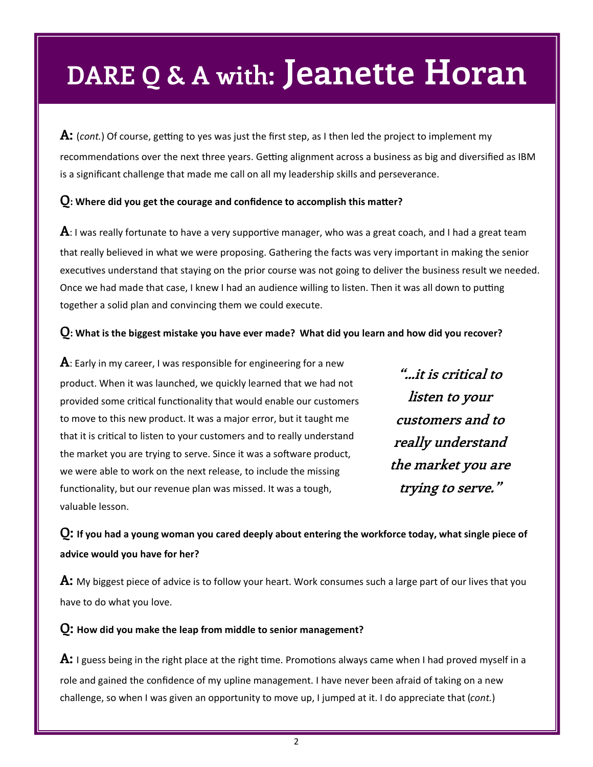# DARE Q & A with: Jeanette Horan

**A:** (*cont.*) Of course, getting to yes was just the first step, as I then led the project to implement my recommendations over the next three years. Getting alignment across a business as big and diversified as IBM is a significant challenge that made me call on all my leadership skills and perseverance.

**Q: Where did you get the courage and confidence to accomplish this matter?**

**A**: I was really fortunate to have a very supportive manager, who was a great coach, and I had a great team that really believed in what we were proposing. Gathering the facts was very important in making the senior executives understand that staying on the prior course was not going to deliver the business result we needed. Once we had made that case, I knew I had an audience willing to listen. Then it was all down to putting together a solid plan and convincing them we could execute.

**Q: What is the biggest mistake you have ever made? What did you learn and how did you recover?**

**A**: Early in my career, I was responsible for engineering for a new product. When it was launched, we quickly learned that we had not provided some critical functionality that would enable our customers to move to this new product. It was a major error, but it taught me that it is critical to listen to your customers and to really understand the market you are trying to serve. Since it was a software product, we were able to work on the next release, to include the missing functionality, but our revenue plan was missed. It was a tough, valuable lesson.

> ***"…it is critical to listen to your customers and to really understand the market you are trying to serve."***

**Q: If you had a young woman you cared deeply about entering the workforce today, what single piece of advice would you have for her?**

**A:** My biggest piece of advice is to follow your heart. Work consumes such a large part of our lives that you have to do what you love.

**Q: How did you make the leap from middle to senior management?**

**A:** I guess being in the right place at the right time. Promotions always came when I had proved myself in a role and gained the confidence of my upline management. I have never been afraid of taking on a new challenge, so when I was given an opportunity to move up, I jumped at it. I do appreciate that (*cont.*)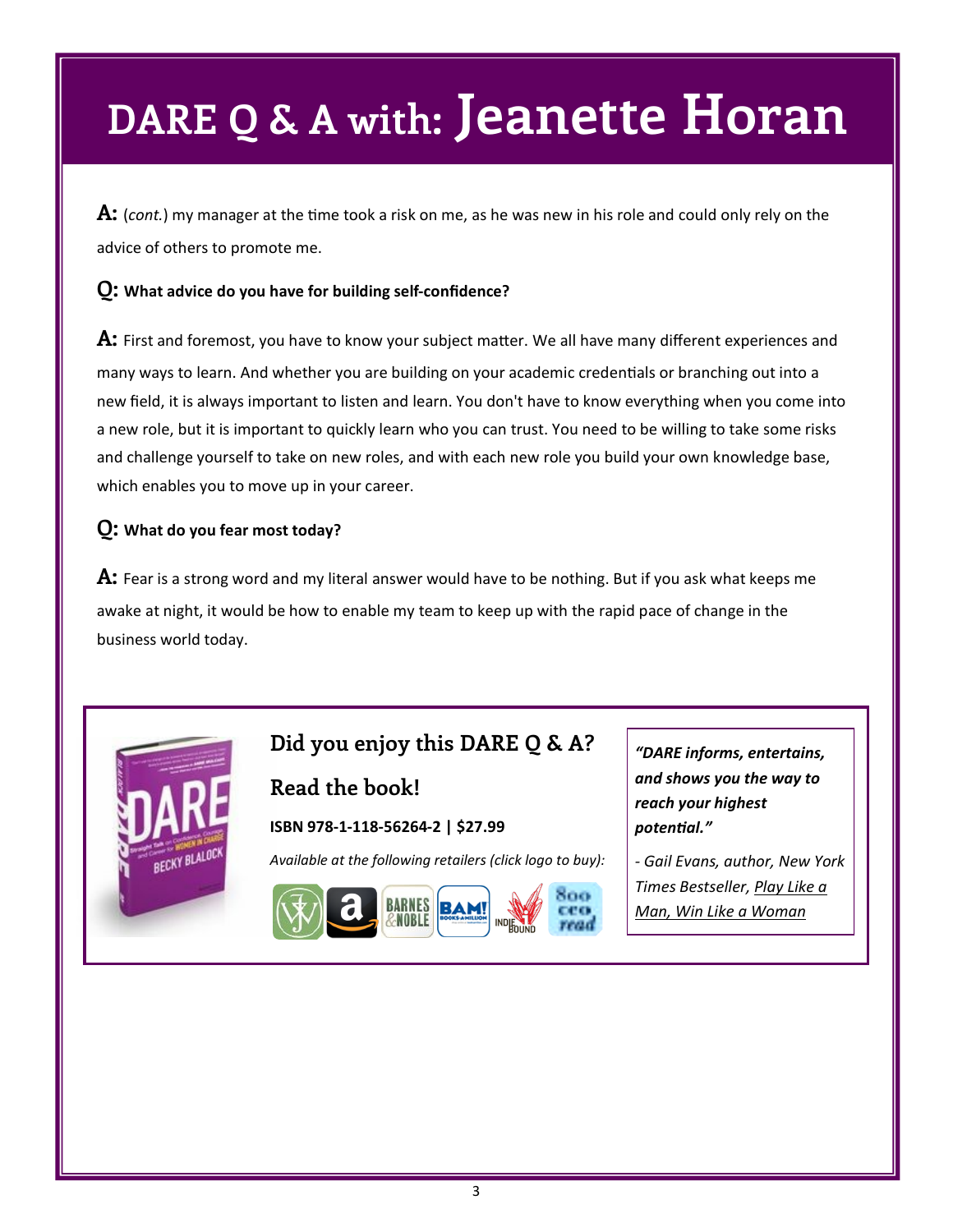# DARE Q & A with: Jeanette Horan

**A:** (*cont.*) my manager at the time took a risk on me, as he was new in his role and could only rely on the advice of others to promote me.

**Q: What advice do you have for building self-confidence?**

**A:** First and foremost, you have to know your subject matter. We all have many different experiences and many ways to learn. And whether you are building on your academic credentials or branching out into a new field, it is always important to listen and learn. You don't have to know everything when you come into a new role, but it is important to quickly learn who you can trust. You need to be willing to take some risks and challenge yourself to take on new roles, and with each new role you build your own knowledge base, which enables you to move up in your career.

**Q: What do you fear most today?**

**A:** Fear is a strong word and my literal answer would have to be nothing. But if you ask what keeps me awake at night, it would be how to enable my team to keep up with the rapid pace of change in the business world today.

## Did you enjoy this DARE Q & A?

## Read the book!

**ISBN 978-1-118-56264-2 | $27.99**

*Available at the following retailers (click logo to buy):*

***"DARE informs, entertains, and shows you the way to reach your highest potential."***

*- Gail Evans, author, New York Times Bestseller, Play Like a Man, Win Like a Woman*